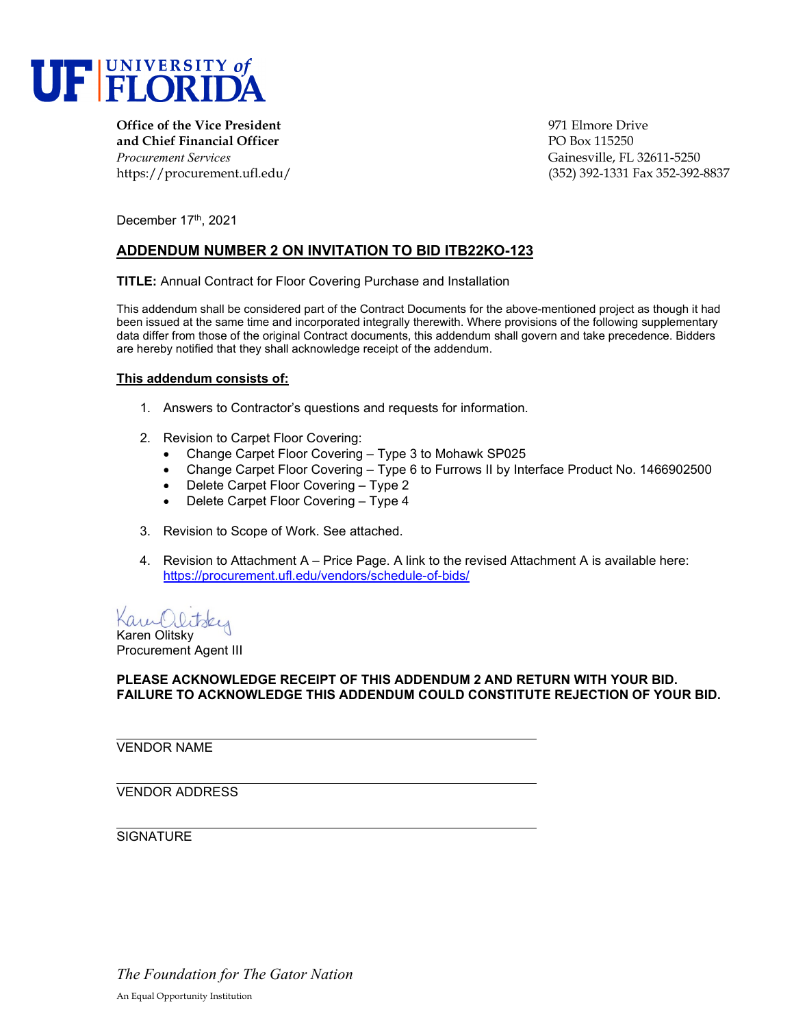UF | UNIVERSITY of FLORIDA

**Office of the Vice President and Chief Financial Officer**
*Procurement Services*
https://procurement.ufl.edu/

971 Elmore Drive
PO Box 115250
Gainesville, FL 32611-5250
(352) 392-1331 Fax 352-392-8837

December 17th, 2021

## ADDENDUM NUMBER 2 ON INVITATION TO BID ITB22KO-123

**TITLE:** Annual Contract for Floor Covering Purchase and Installation

This addendum shall be considered part of the Contract Documents for the above-mentioned project as though it had been issued at the same time and incorporated integrally therewith. Where provisions of the following supplementary data differ from those of the original Contract documents, this addendum shall govern and take precedence. Bidders are hereby notified that they shall acknowledge receipt of the addendum.

**This addendum consists of:**

1. Answers to Contractor's questions and requests for information.
2. Revision to Carpet Floor Covering:
   - Change Carpet Floor Covering – Type 3 to Mohawk SP025
   - Change Carpet Floor Covering – Type 6 to Furrows II by Interface Product No. 1466902500
   - Delete Carpet Floor Covering – Type 2
   - Delete Carpet Floor Covering – Type 4
3. Revision to Scope of Work. See attached.
4. Revision to Attachment A – Price Page. A link to the revised Attachment A is available here: https://procurement.ufl.edu/vendors/schedule-of-bids/

Karen Olitsky
Procurement Agent III

**PLEASE ACKNOWLEDGE RECEIPT OF THIS ADDENDUM 2 AND RETURN WITH YOUR BID. FAILURE TO ACKNOWLEDGE THIS ADDENDUM COULD CONSTITUTE REJECTION OF YOUR BID.**

______________________________
VENDOR NAME

______________________________
VENDOR ADDRESS

______________________________
SIGNATURE

*The Foundation for The Gator Nation*

An Equal Opportunity Institution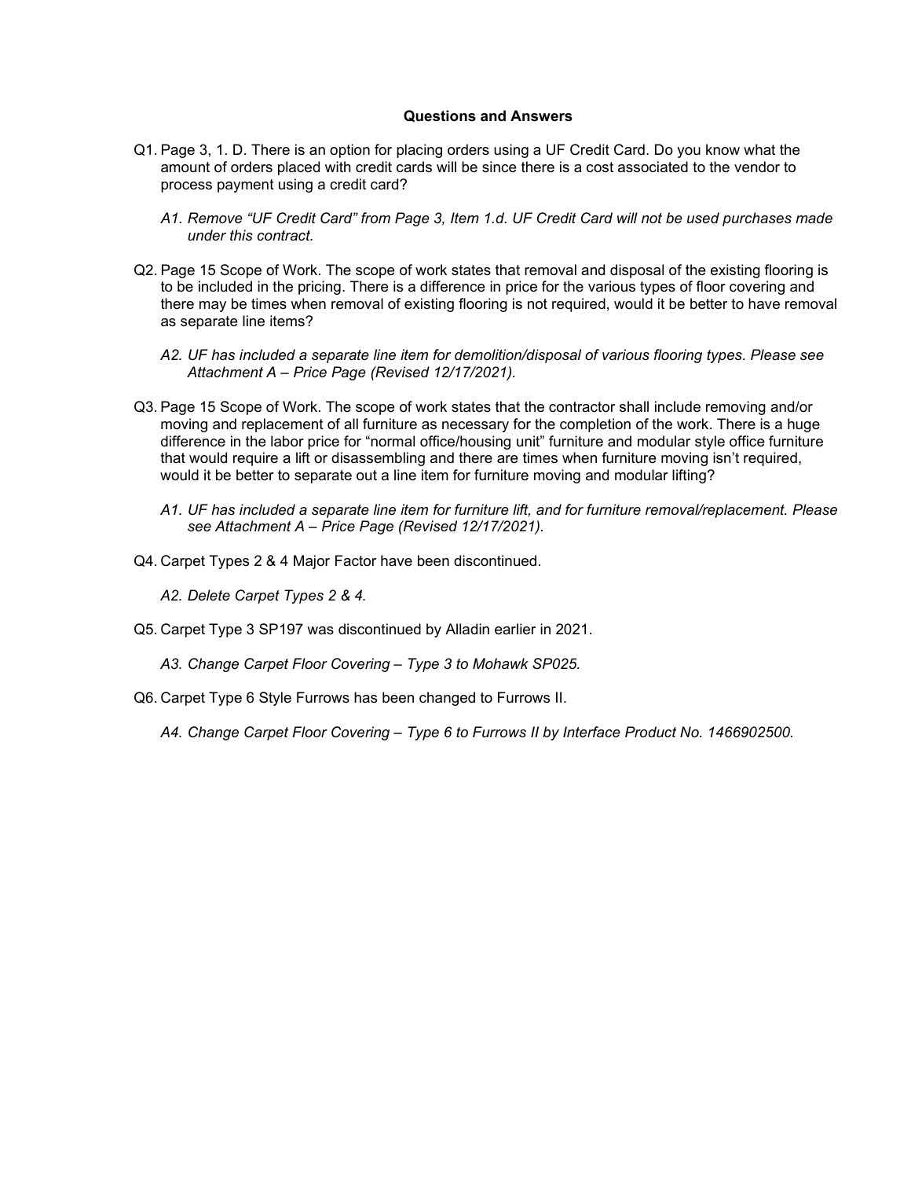**Questions and Answers**

Q1. Page 3, 1. D. There is an option for placing orders using a UF Credit Card. Do you know what the amount of orders placed with credit cards will be since there is a cost associated to the vendor to process payment using a credit card?

> *A1. Remove "UF Credit Card" from Page 3, Item 1.d. UF Credit Card will not be used purchases made under this contract.*

Q2. Page 15 Scope of Work. The scope of work states that removal and disposal of the existing flooring is to be included in the pricing. There is a difference in price for the various types of floor covering and there may be times when removal of existing flooring is not required, would it be better to have removal as separate line items?

> *A2. UF has included a separate line item for demolition/disposal of various flooring types. Please see Attachment A – Price Page (Revised 12/17/2021).*

Q3. Page 15 Scope of Work. The scope of work states that the contractor shall include removing and/or moving and replacement of all furniture as necessary for the completion of the work. There is a huge difference in the labor price for "normal office/housing unit" furniture and modular style office furniture that would require a lift or disassembling and there are times when furniture moving isn't required, would it be better to separate out a line item for furniture moving and modular lifting?

> *A1. UF has included a separate line item for furniture lift, and for furniture removal/replacement. Please see Attachment A – Price Page (Revised 12/17/2021).*

Q4. Carpet Types 2 & 4 Major Factor have been discontinued.

> *A2. Delete Carpet Types 2 & 4.*

Q5. Carpet Type 3 SP197 was discontinued by Alladin earlier in 2021.

> *A3. Change Carpet Floor Covering – Type 3 to Mohawk SP025.*

Q6. Carpet Type 6 Style Furrows has been changed to Furrows II.

> *A4. Change Carpet Floor Covering – Type 6 to Furrows II by Interface Product No. 1466902500.*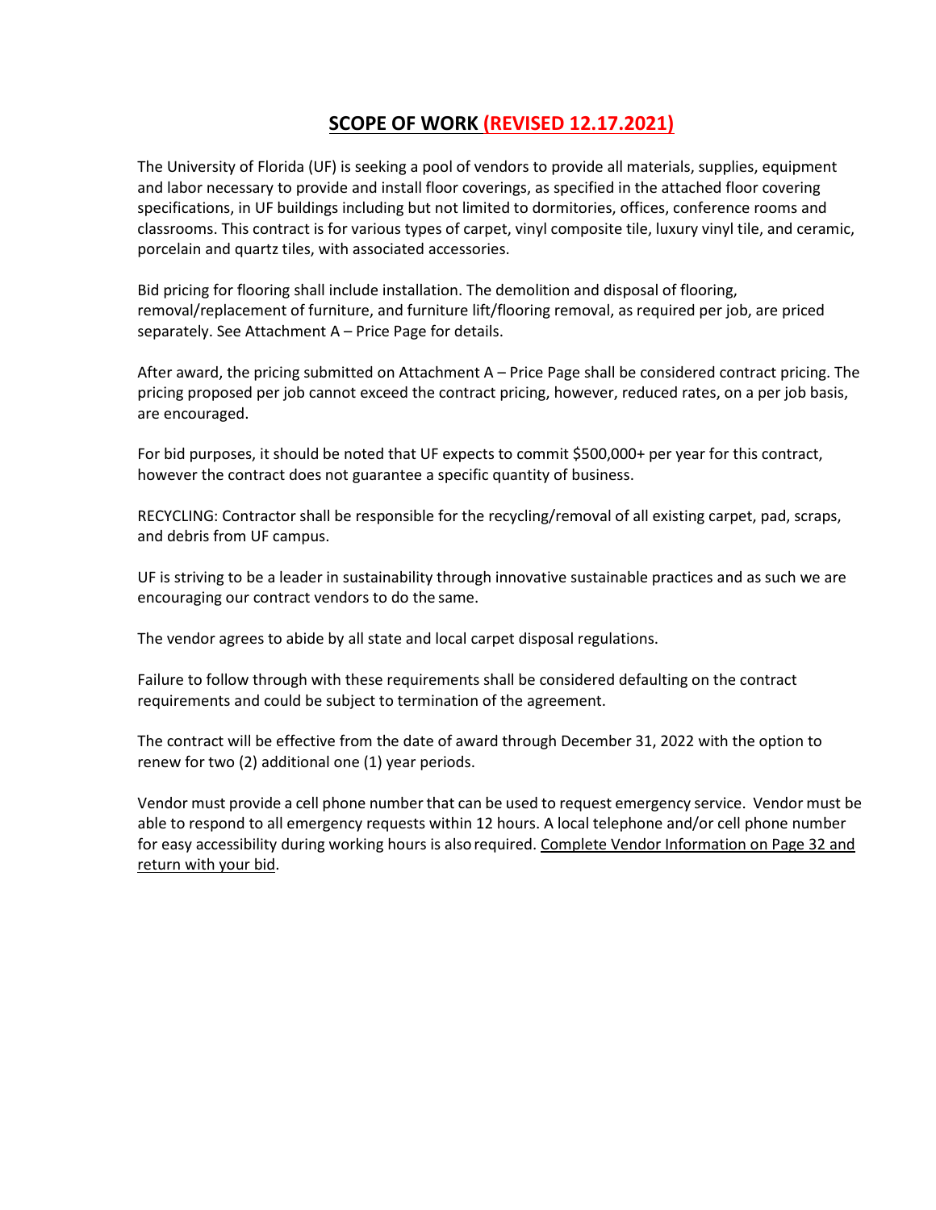## SCOPE OF WORK (REVISED 12.17.2021)

The University of Florida (UF) is seeking a pool of vendors to provide all materials, supplies, equipment and labor necessary to provide and install floor coverings, as specified in the attached floor covering specifications, in UF buildings including but not limited to dormitories, offices, conference rooms and classrooms. This contract is for various types of carpet, vinyl composite tile, luxury vinyl tile, and ceramic, porcelain and quartz tiles, with associated accessories.

Bid pricing for flooring shall include installation. The demolition and disposal of flooring, removal/replacement of furniture, and furniture lift/flooring removal, as required per job, are priced separately. See Attachment A – Price Page for details.

After award, the pricing submitted on Attachment A – Price Page shall be considered contract pricing. The pricing proposed per job cannot exceed the contract pricing, however, reduced rates, on a per job basis, are encouraged.

For bid purposes, it should be noted that UF expects to commit $500,000+ per year for this contract, however the contract does not guarantee a specific quantity of business.

RECYCLING: Contractor shall be responsible for the recycling/removal of all existing carpet, pad, scraps, and debris from UF campus.

UF is striving to be a leader in sustainability through innovative sustainable practices and as such we are encouraging our contract vendors to do the same.

The vendor agrees to abide by all state and local carpet disposal regulations.

Failure to follow through with these requirements shall be considered defaulting on the contract requirements and could be subject to termination of the agreement.

The contract will be effective from the date of award through December 31, 2022 with the option to renew for two (2) additional one (1) year periods.

Vendor must provide a cell phone number that can be used to request emergency service. Vendor must be able to respond to all emergency requests within 12 hours. A local telephone and/or cell phone number for easy accessibility during working hours is also required. Complete Vendor Information on Page 32 and return with your bid.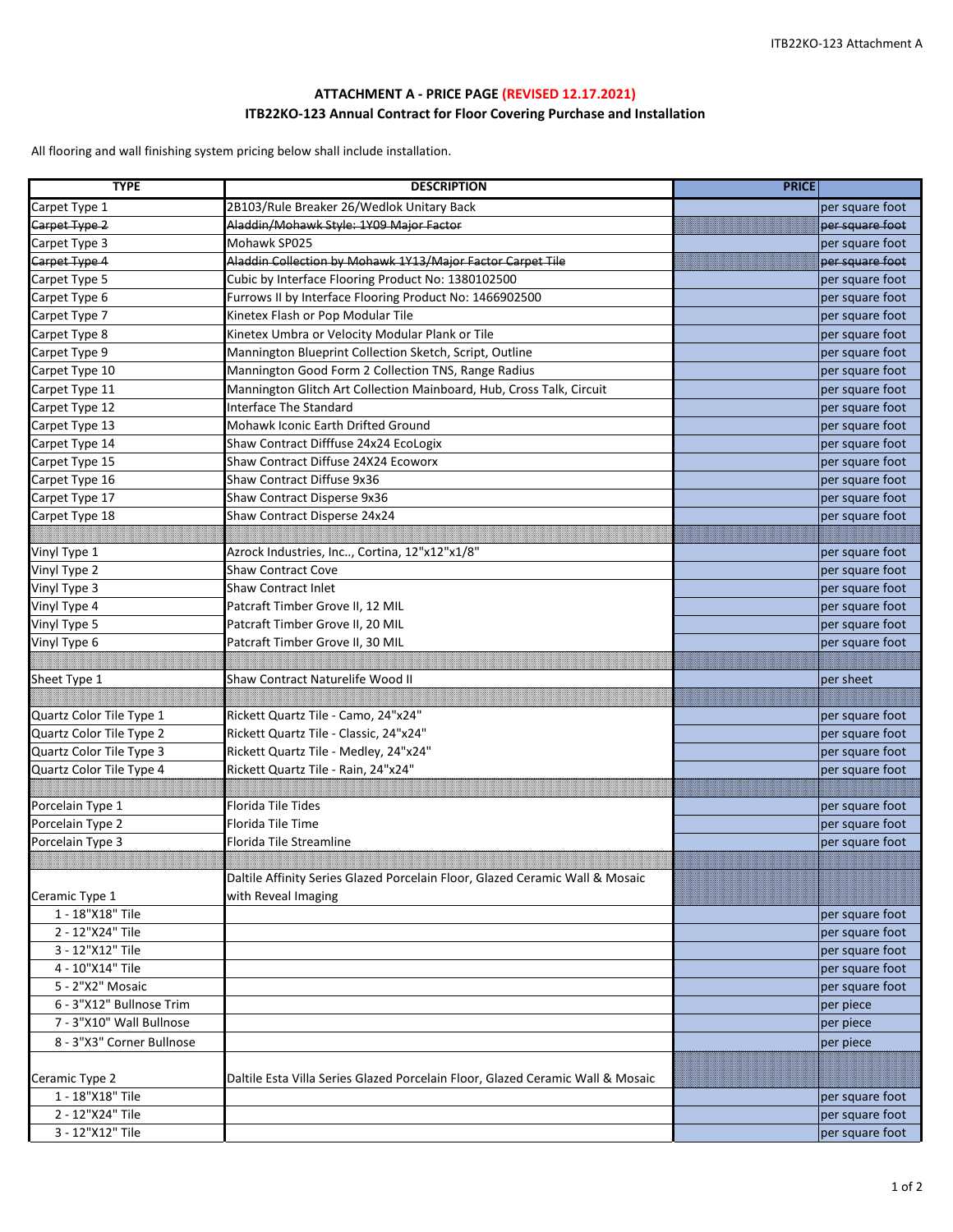## ATTACHMENT A - PRICE PAGE (REVISED 12.17.2021)

## ITB22KO-123 Annual Contract for Floor Covering Purchase and Installation

All flooring and wall finishing system pricing below shall include installation.

| TYPE | DESCRIPTION | PRICE | |
|---|---|---|---|
| Carpet Type 1 | 2B103/Rule Breaker 26/Wedlok Unitary Back | | per square foot |
| ~~Carpet Type 2~~ | ~~Aladdin/Mohawk Style: 1Y09 Major Factor~~ | | ~~per square foot~~ |
| Carpet Type 3 | Mohawk SP025 | | per square foot |
| ~~Carpet Type 4~~ | ~~Aladdin Collection by Mohawk 1Y13/Major Factor Carpet Tile~~ | | ~~per square foot~~ |
| Carpet Type 5 | Cubic by Interface Flooring Product No: 1380102500 | | per square foot |
| Carpet Type 6 | Furrows II by Interface Flooring Product No: 1466902500 | | per square foot |
| Carpet Type 7 | Kinetex Flash or Pop Modular Tile | | per square foot |
| Carpet Type 8 | Kinetex Umbra or Velocity Modular Plank or Tile | | per square foot |
| Carpet Type 9 | Mannington Blueprint Collection Sketch, Script, Outline | | per square foot |
| Carpet Type 10 | Mannington Good Form 2 Collection TNS, Range Radius | | per square foot |
| Carpet Type 11 | Mannington Glitch Art Collection Mainboard, Hub, Cross Talk, Circuit | | per square foot |
| Carpet Type 12 | Interface The Standard | | per square foot |
| Carpet Type 13 | Mohawk Iconic Earth Drifted Ground | | per square foot |
| Carpet Type 14 | Shaw Contract Difffuse 24x24 EcoLogix | | per square foot |
| Carpet Type 15 | Shaw Contract Diffuse 24X24 Ecoworx | | per square foot |
| Carpet Type 16 | Shaw Contract Diffuse 9x36 | | per square foot |
| Carpet Type 17 | Shaw Contract Disperse 9x36 | | per square foot |
| Carpet Type 18 | Shaw Contract Disperse 24x24 | | per square foot |
| | | | |
| Vinyl Type 1 | Azrock Industries, Inc.., Cortina, 12"x12"x1/8" | | per square foot |
| Vinyl Type 2 | Shaw Contract Cove | | per square foot |
| Vinyl Type 3 | Shaw Contract Inlet | | per square foot |
| Vinyl Type 4 | Patcraft Timber Grove II, 12 MIL | | per square foot |
| Vinyl Type 5 | Patcraft Timber Grove II, 20 MIL | | per square foot |
| Vinyl Type 6 | Patcraft Timber Grove II, 30 MIL | | per square foot |
| | | | |
| Sheet Type 1 | Shaw Contract Naturelife Wood II | | per sheet |
| | | | |
| Quartz Color Tile Type 1 | Rickett Quartz Tile - Camo, 24"x24" | | per square foot |
| Quartz Color Tile Type 2 | Rickett Quartz Tile - Classic, 24"x24" | | per square foot |
| Quartz Color Tile Type 3 | Rickett Quartz Tile - Medley, 24"x24" | | per square foot |
| Quartz Color Tile Type 4 | Rickett Quartz Tile - Rain, 24"x24" | | per square foot |
| | | | |
| Porcelain Type 1 | Florida Tile Tides | | per square foot |
| Porcelain Type 2 | Florida Tile Time | | per square foot |
| Porcelain Type 3 | Florida Tile Streamline | | per square foot |
| | | | |
| Ceramic Type 1 | Daltile Affinity Series Glazed Porcelain Floor, Glazed Ceramic Wall & Mosaic with Reveal Imaging | | |
| 1 - 18"X18" Tile | | | per square foot |
| 2 - 12"X24" Tile | | | per square foot |
| 3 - 12"X12" Tile | | | per square foot |
| 4 - 10"X14" Tile | | | per square foot |
| 5 - 2"X2" Mosaic | | | per square foot |
| 6 - 3"X12" Bullnose Trim | | | per piece |
| 7 - 3"X10" Wall Bullnose | | | per piece |
| 8 - 3"X3" Corner Bullnose | | | per piece |
| Ceramic Type 2 | Daltile Esta Villa Series Glazed Porcelain Floor, Glazed Ceramic Wall & Mosaic | | |
| 1 - 18"X18" Tile | | | per square foot |
| 2 - 12"X24" Tile | | | per square foot |
| 3 - 12"X12" Tile | | | per square foot |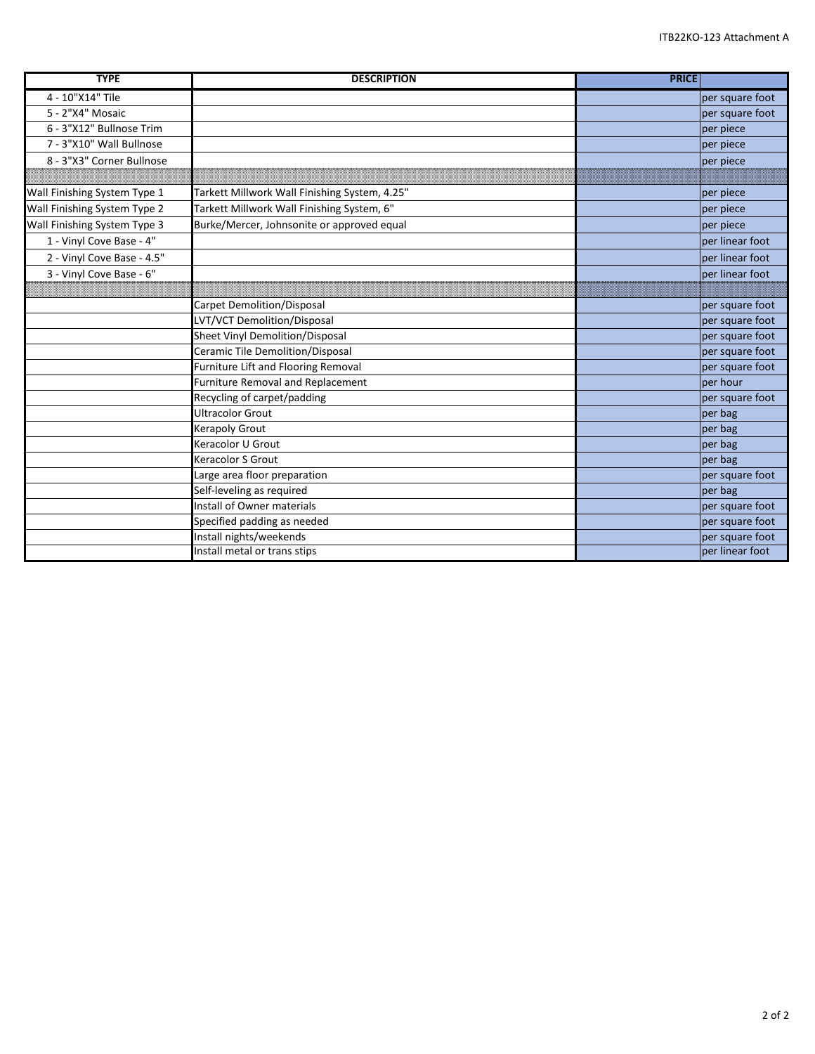| TYPE | DESCRIPTION | PRICE | |
|---|---|---|---|
| 4 - 10"X14" Tile | | | per square foot |
| 5 - 2"X4" Mosaic | | | per square foot |
| 6 - 3"X12" Bullnose Trim | | | per piece |
| 7 - 3"X10" Wall Bullnose | | | per piece |
| 8 - 3"X3" Corner Bullnose | | | per piece |
| | | | |
| Wall Finishing System Type 1 | Tarkett Millwork Wall Finishing System, 4.25" | | per piece |
| Wall Finishing System Type 2 | Tarkett Millwork Wall Finishing System, 6" | | per piece |
| Wall Finishing System Type 3 | Burke/Mercer, Johnsonite or approved equal | | per piece |
| 1 - Vinyl Cove Base - 4" | | | per linear foot |
| 2 - Vinyl Cove Base - 4.5" | | | per linear foot |
| 3 - Vinyl Cove Base - 6" | | | per linear foot |
| | | | |
| | Carpet Demolition/Disposal | | per square foot |
| | LVT/VCT Demolition/Disposal | | per square foot |
| | Sheet Vinyl Demolition/Disposal | | per square foot |
| | Ceramic Tile Demolition/Disposal | | per square foot |
| | Furniture Lift and Flooring Removal | | per square foot |
| | Furniture Removal and Replacement | | per hour |
| | Recycling of carpet/padding | | per square foot |
| | Ultracolor Grout | | per bag |
| | Kerapoly Grout | | per bag |
| | Keracolor U Grout | | per bag |
| | Keracolor S Grout | | per bag |
| | Large area floor preparation | | per square foot |
| | Self-leveling as required | | per bag |
| | Install of Owner materials | | per square foot |
| | Specified padding as needed | | per square foot |
| | Install nights/weekends | | per square foot |
| | Install metal or trans stips | | per linear foot |